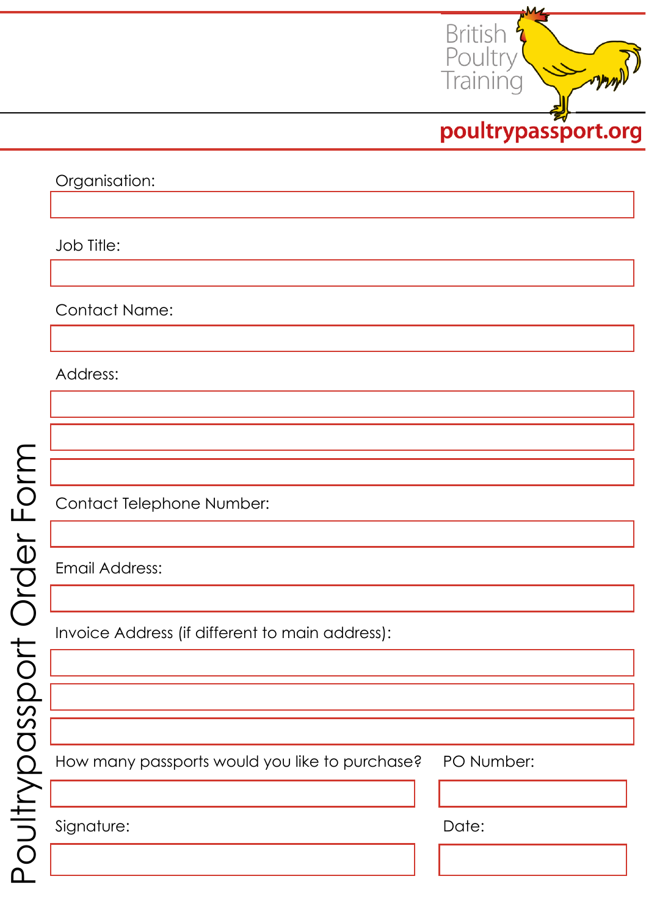British Poultry Training

poultrypassport.org

# Poultrypassport Order Form

Organisation:

Job Title:

Contact Name:

Address:

Contact Telephone Number:

Email Address:

Invoice Address (if different to main address):

How many passports would you like to purchase?

PO Number:

Signature:

Date: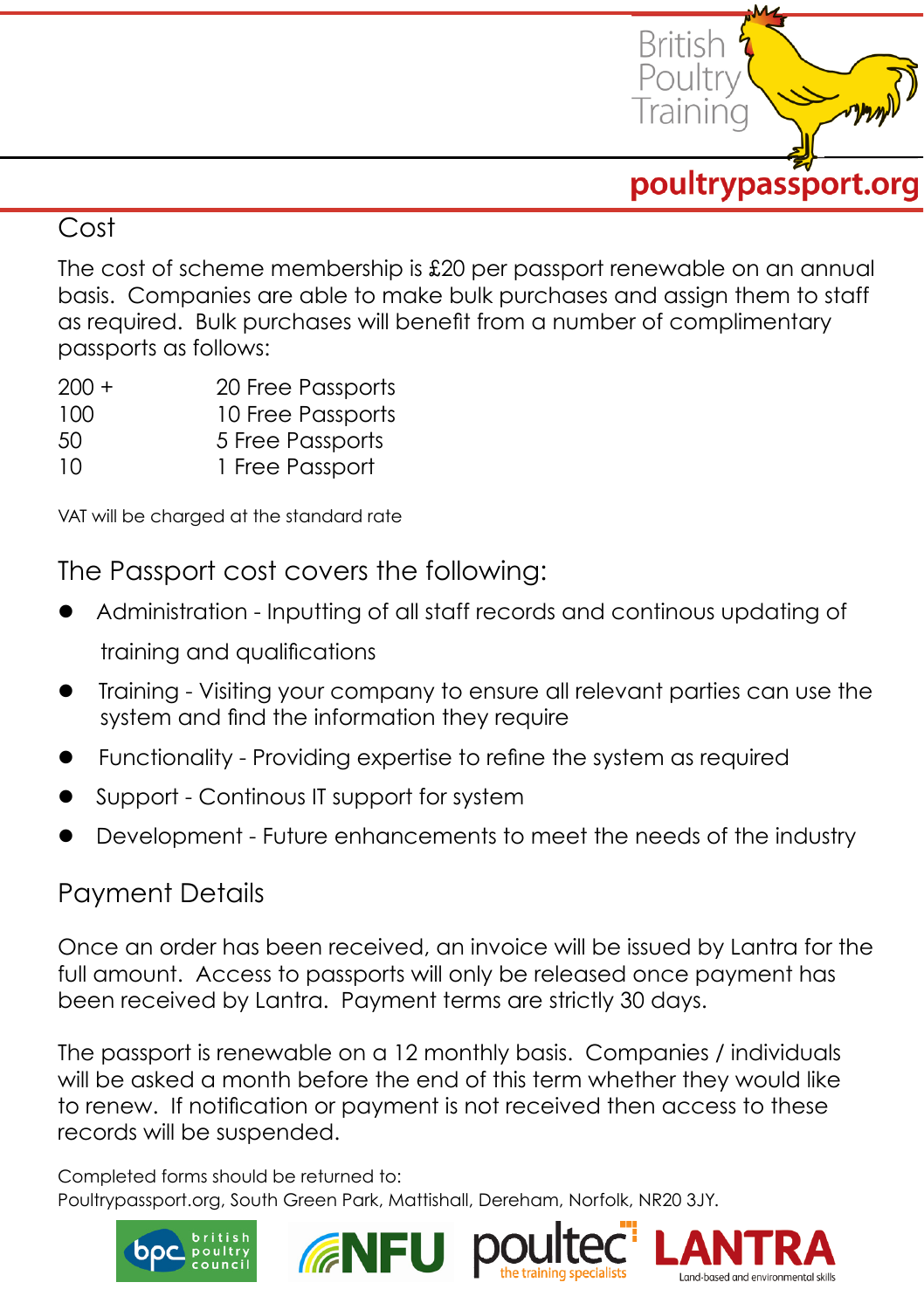## Cost

The cost of scheme membership is £20 per passport renewable on an annual basis. Companies are able to make bulk purchases and assign them to staff as required. Bulk purchases will benefit from a number of complimentary passports as follows:

| | |
|---|---|
| 200 + | 20 Free Passports |
| 100 | 10 Free Passports |
| 50 | 5 Free Passports |
| 10 | 1 Free Passport |

VAT will be charged at the standard rate

## The Passport cost covers the following:

- Administration - Inputting of all staff records and continous updating of training and qualifications
- Training - Visiting your company to ensure all relevant parties can use the system and find the information they require
- Functionality - Providing expertise to refine the system as required
- Support - Continous IT support for system
- Development - Future enhancements to meet the needs of the industry

## Payment Details

Once an order has been received, an invoice will be issued by Lantra for the full amount. Access to passports will only be released once payment has been received by Lantra. Payment terms are strictly 30 days.

The passport is renewable on a 12 monthly basis. Companies / individuals will be asked a month before the end of this term whether they would like to renew. If notification or payment is not received then access to these records will be suspended.

Completed forms should be returned to:
Poultrypassport.org, South Green Park, Mattishall, Dereham, Norfolk, NR20 3JY.